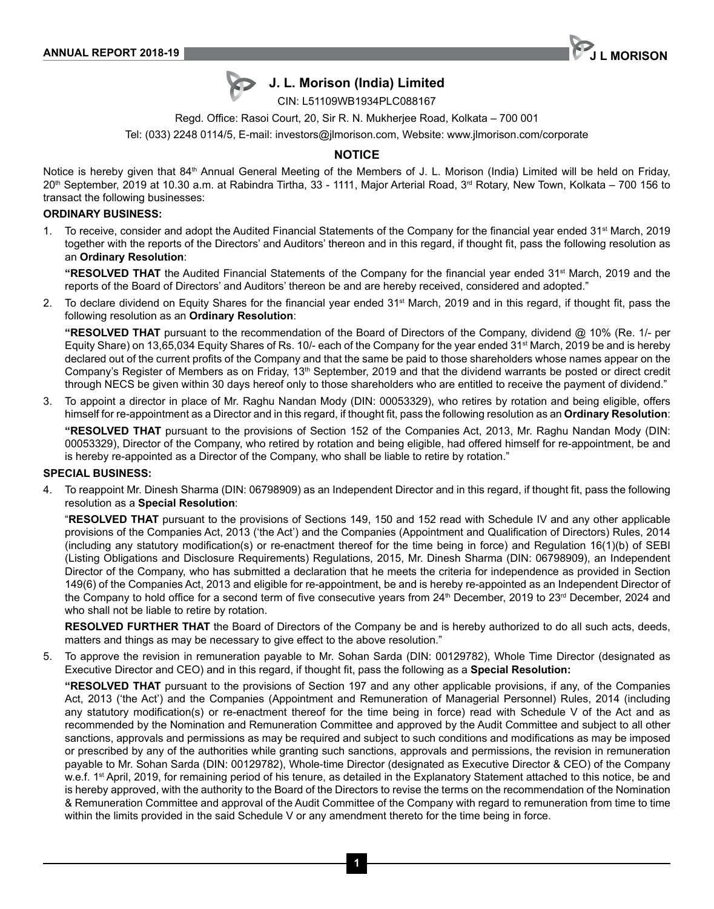# J. L. Morison (India) Limited

CIN: L51109WB1934PLC088167

Regd. Office: Rasoi Court, 20, Sir R. N. Mukherjee Road, Kolkata – 700 001

Tel: (033) 2248 0114/5, E-mail: investors@jlmorison.com, Website: www.jlmorison.com/corporate

## NOTICE

Notice is hereby given that 84th Annual General Meeting of the Members of J. L. Morison (India) Limited will be held on Friday, 20th September, 2019 at 10.30 a.m. at Rabindra Tirtha, 33 - 1111, Major Arterial Road, 3rd Rotary, New Town, Kolkata – 700 156 to transact the following businesses:

### ORDINARY BUSINESS:

1. To receive, consider and adopt the Audited Financial Statements of the Company for the financial year ended 31st March, 2019 together with the reports of the Directors' and Auditors' thereon and in this regard, if thought fit, pass the following resolution as an **Ordinary Resolution**:

   **"RESOLVED THAT** the Audited Financial Statements of the Company for the financial year ended 31st March, 2019 and the reports of the Board of Directors' and Auditors' thereon be and are hereby received, considered and adopted."

2. To declare dividend on Equity Shares for the financial year ended 31st March, 2019 and in this regard, if thought fit, pass the following resolution as an **Ordinary Resolution**:

   **"RESOLVED THAT** pursuant to the recommendation of the Board of Directors of the Company, dividend @ 10% (Re. 1/- per Equity Share) on 13,65,034 Equity Shares of Rs. 10/- each of the Company for the year ended 31st March, 2019 be and is hereby declared out of the current profits of the Company and that the same be paid to those shareholders whose names appear on the Company's Register of Members as on Friday, 13th September, 2019 and that the dividend warrants be posted or direct credit through NECS be given within 30 days hereof only to those shareholders who are entitled to receive the payment of dividend."

3. To appoint a director in place of Mr. Raghu Nandan Mody (DIN: 00053329), who retires by rotation and being eligible, offers himself for re-appointment as a Director and in this regard, if thought fit, pass the following resolution as an **Ordinary Resolution**:

   **"RESOLVED THAT** pursuant to the provisions of Section 152 of the Companies Act, 2013, Mr. Raghu Nandan Mody (DIN: 00053329), Director of the Company, who retired by rotation and being eligible, had offered himself for re-appointment, be and is hereby re-appointed as a Director of the Company, who shall be liable to retire by rotation."

### SPECIAL BUSINESS:

4. To reappoint Mr. Dinesh Sharma (DIN: 06798909) as an Independent Director and in this regard, if thought fit, pass the following resolution as a **Special Resolution**:

   "**RESOLVED THAT** pursuant to the provisions of Sections 149, 150 and 152 read with Schedule IV and any other applicable provisions of the Companies Act, 2013 ('the Act') and the Companies (Appointment and Qualification of Directors) Rules, 2014 (including any statutory modification(s) or re-enactment thereof for the time being in force) and Regulation 16(1)(b) of SEBI (Listing Obligations and Disclosure Requirements) Regulations, 2015, Mr. Dinesh Sharma (DIN: 06798909), an Independent Director of the Company, who has submitted a declaration that he meets the criteria for independence as provided in Section 149(6) of the Companies Act, 2013 and eligible for re-appointment, be and is hereby re-appointed as an Independent Director of the Company to hold office for a second term of five consecutive years from 24th December, 2019 to 23rd December, 2024 and who shall not be liable to retire by rotation.

   **RESOLVED FURTHER THAT** the Board of Directors of the Company be and is hereby authorized to do all such acts, deeds, matters and things as may be necessary to give effect to the above resolution."

5. To approve the revision in remuneration payable to Mr. Sohan Sarda (DIN: 00129782), Whole Time Director (designated as Executive Director and CEO) and in this regard, if thought fit, pass the following as a **Special Resolution:**

   **"RESOLVED THAT** pursuant to the provisions of Section 197 and any other applicable provisions, if any, of the Companies Act, 2013 ('the Act') and the Companies (Appointment and Remuneration of Managerial Personnel) Rules, 2014 (including any statutory modification(s) or re-enactment thereof for the time being in force) read with Schedule V of the Act and as recommended by the Nomination and Remuneration Committee and approved by the Audit Committee and subject to all other sanctions, approvals and permissions as may be required and subject to such conditions and modifications as may be imposed or prescribed by any of the authorities while granting such sanctions, approvals and permissions, the revision in remuneration payable to Mr. Sohan Sarda (DIN: 00129782), Whole-time Director (designated as Executive Director & CEO) of the Company w.e.f. 1st April, 2019, for remaining period of his tenure, as detailed in the Explanatory Statement attached to this notice, be and is hereby approved, with the authority to the Board of the Directors to revise the terms on the recommendation of the Nomination & Remuneration Committee and approval of the Audit Committee of the Company with regard to remuneration from time to time within the limits provided in the said Schedule V or any amendment thereto for the time being in force.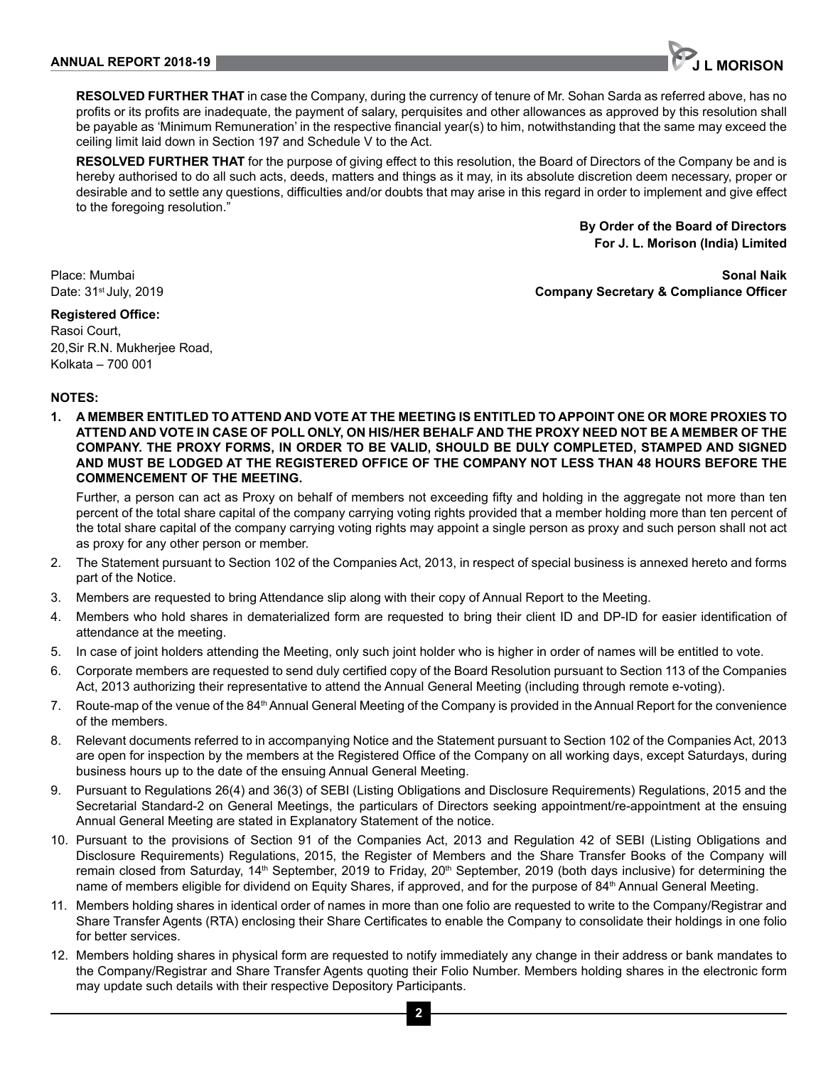**RESOLVED FURTHER THAT** in case the Company, during the currency of tenure of Mr. Sohan Sarda as referred above, has no profits or its profits are inadequate, the payment of salary, perquisites and other allowances as approved by this resolution shall be payable as 'Minimum Remuneration' in the respective financial year(s) to him, notwithstanding that the same may exceed the ceiling limit laid down in Section 197 and Schedule V to the Act.

**RESOLVED FURTHER THAT** for the purpose of giving effect to this resolution, the Board of Directors of the Company be and is hereby authorised to do all such acts, deeds, matters and things as it may, in its absolute discretion deem necessary, proper or desirable and to settle any questions, difficulties and/or doubts that may arise in this regard in order to implement and give effect to the foregoing resolution."

**By Order of the Board of Directors**
**For J. L. Morison (India) Limited**

Place: Mumbai
Date: 31st July, 2019

**Sonal Naik**
**Company Secretary & Compliance Officer**

**Registered Office:**
Rasoi Court,
20,Sir R.N. Mukherjee Road,
Kolkata – 700 001

**NOTES:**

1. **A MEMBER ENTITLED TO ATTEND AND VOTE AT THE MEETING IS ENTITLED TO APPOINT ONE OR MORE PROXIES TO ATTEND AND VOTE IN CASE OF POLL ONLY, ON HIS/HER BEHALF AND THE PROXY NEED NOT BE A MEMBER OF THE COMPANY. THE PROXY FORMS, IN ORDER TO BE VALID, SHOULD BE DULY COMPLETED, STAMPED AND SIGNED AND MUST BE LODGED AT THE REGISTERED OFFICE OF THE COMPANY NOT LESS THAN 48 HOURS BEFORE THE COMMENCEMENT OF THE MEETING.**

   Further, a person can act as Proxy on behalf of members not exceeding fifty and holding in the aggregate not more than ten percent of the total share capital of the company carrying voting rights provided that a member holding more than ten percent of the total share capital of the company carrying voting rights may appoint a single person as proxy and such person shall not act as proxy for any other person or member.

2. The Statement pursuant to Section 102 of the Companies Act, 2013, in respect of special business is annexed hereto and forms part of the Notice.
3. Members are requested to bring Attendance slip along with their copy of Annual Report to the Meeting.
4. Members who hold shares in dematerialized form are requested to bring their client ID and DP-ID for easier identification of attendance at the meeting.
5. In case of joint holders attending the Meeting, only such joint holder who is higher in order of names will be entitled to vote.
6. Corporate members are requested to send duly certified copy of the Board Resolution pursuant to Section 113 of the Companies Act, 2013 authorizing their representative to attend the Annual General Meeting (including through remote e-voting).
7. Route-map of the venue of the 84th Annual General Meeting of the Company is provided in the Annual Report for the convenience of the members.
8. Relevant documents referred to in accompanying Notice and the Statement pursuant to Section 102 of the Companies Act, 2013 are open for inspection by the members at the Registered Office of the Company on all working days, except Saturdays, during business hours up to the date of the ensuing Annual General Meeting.
9. Pursuant to Regulations 26(4) and 36(3) of SEBI (Listing Obligations and Disclosure Requirements) Regulations, 2015 and the Secretarial Standard-2 on General Meetings, the particulars of Directors seeking appointment/re-appointment at the ensuing Annual General Meeting are stated in Explanatory Statement of the notice.
10. Pursuant to the provisions of Section 91 of the Companies Act, 2013 and Regulation 42 of SEBI (Listing Obligations and Disclosure Requirements) Regulations, 2015, the Register of Members and the Share Transfer Books of the Company will remain closed from Saturday, 14th September, 2019 to Friday, 20th September, 2019 (both days inclusive) for determining the name of members eligible for dividend on Equity Shares, if approved, and for the purpose of 84th Annual General Meeting.
11. Members holding shares in identical order of names in more than one folio are requested to write to the Company/Registrar and Share Transfer Agents (RTA) enclosing their Share Certificates to enable the Company to consolidate their holdings in one folio for better services.
12. Members holding shares in physical form are requested to notify immediately any change in their address or bank mandates to the Company/Registrar and Share Transfer Agents quoting their Folio Number. Members holding shares in the electronic form may update such details with their respective Depository Participants.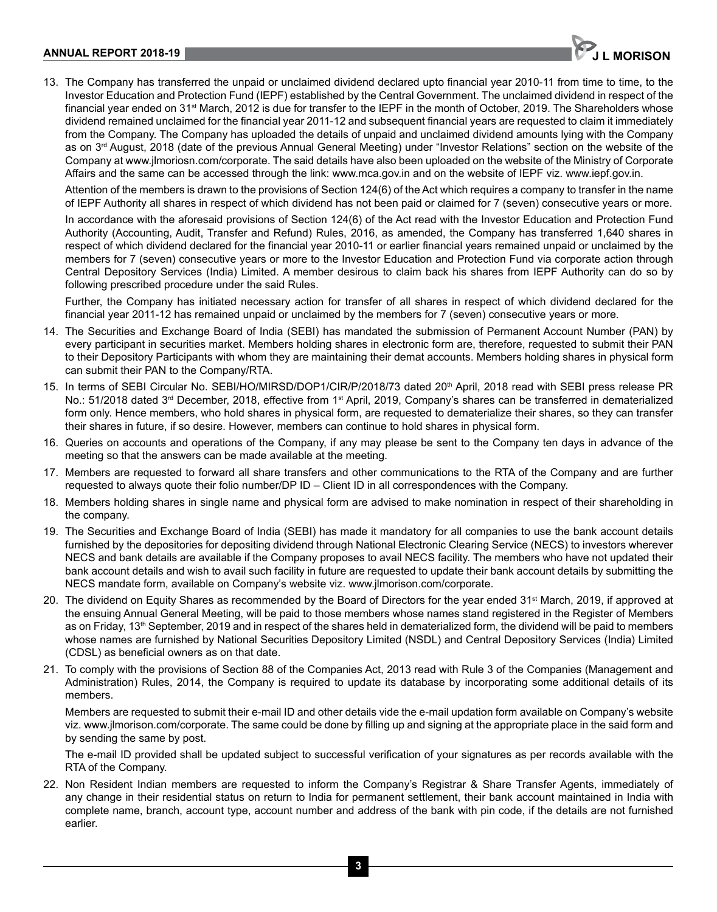13. The Company has transferred the unpaid or unclaimed dividend declared upto financial year 2010-11 from time to time, to the Investor Education and Protection Fund (IEPF) established by the Central Government. The unclaimed dividend in respect of the financial year ended on 31st March, 2012 is due for transfer to the IEPF in the month of October, 2019. The Shareholders whose dividend remained unclaimed for the financial year 2011-12 and subsequent financial years are requested to claim it immediately from the Company. The Company has uploaded the details of unpaid and unclaimed dividend amounts lying with the Company as on 3rd August, 2018 (date of the previous Annual General Meeting) under "Investor Relations" section on the website of the Company at www.jlmoriosn.com/corporate. The said details have also been uploaded on the website of the Ministry of Corporate Affairs and the same can be accessed through the link: www.mca.gov.in and on the website of IEPF viz. www.iepf.gov.in.

    Attention of the members is drawn to the provisions of Section 124(6) of the Act which requires a company to transfer in the name of IEPF Authority all shares in respect of which dividend has not been paid or claimed for 7 (seven) consecutive years or more.

    In accordance with the aforesaid provisions of Section 124(6) of the Act read with the Investor Education and Protection Fund Authority (Accounting, Audit, Transfer and Refund) Rules, 2016, as amended, the Company has transferred 1,640 shares in respect of which dividend declared for the financial year 2010-11 or earlier financial years remained unpaid or unclaimed by the members for 7 (seven) consecutive years or more to the Investor Education and Protection Fund via corporate action through Central Depository Services (India) Limited. A member desirous to claim back his shares from IEPF Authority can do so by following prescribed procedure under the said Rules.

    Further, the Company has initiated necessary action for transfer of all shares in respect of which dividend declared for the financial year 2011-12 has remained unpaid or unclaimed by the members for 7 (seven) consecutive years or more.

14. The Securities and Exchange Board of India (SEBI) has mandated the submission of Permanent Account Number (PAN) by every participant in securities market. Members holding shares in electronic form are, therefore, requested to submit their PAN to their Depository Participants with whom they are maintaining their demat accounts. Members holding shares in physical form can submit their PAN to the Company/RTA.

15. In terms of SEBI Circular No. SEBI/HO/MIRSD/DOP1/CIR/P/2018/73 dated 20th April, 2018 read with SEBI press release PR No.: 51/2018 dated 3rd December, 2018, effective from 1st April, 2019, Company's shares can be transferred in dematerialized form only. Hence members, who hold shares in physical form, are requested to dematerialize their shares, so they can transfer their shares in future, if so desire. However, members can continue to hold shares in physical form.

16. Queries on accounts and operations of the Company, if any may please be sent to the Company ten days in advance of the meeting so that the answers can be made available at the meeting.

17. Members are requested to forward all share transfers and other communications to the RTA of the Company and are further requested to always quote their folio number/DP ID – Client ID in all correspondences with the Company.

18. Members holding shares in single name and physical form are advised to make nomination in respect of their shareholding in the company.

19. The Securities and Exchange Board of India (SEBI) has made it mandatory for all companies to use the bank account details furnished by the depositories for depositing dividend through National Electronic Clearing Service (NECS) to investors wherever NECS and bank details are available if the Company proposes to avail NECS facility. The members who have not updated their bank account details and wish to avail such facility in future are requested to update their bank account details by submitting the NECS mandate form, available on Company's website viz. www.jlmorison.com/corporate.

20. The dividend on Equity Shares as recommended by the Board of Directors for the year ended 31st March, 2019, if approved at the ensuing Annual General Meeting, will be paid to those members whose names stand registered in the Register of Members as on Friday, 13th September, 2019 and in respect of the shares held in dematerialized form, the dividend will be paid to members whose names are furnished by National Securities Depository Limited (NSDL) and Central Depository Services (India) Limited (CDSL) as beneficial owners as on that date.

21. To comply with the provisions of Section 88 of the Companies Act, 2013 read with Rule 3 of the Companies (Management and Administration) Rules, 2014, the Company is required to update its database by incorporating some additional details of its members.

    Members are requested to submit their e-mail ID and other details vide the e-mail updation form available on Company's website viz. www.jlmorison.com/corporate. The same could be done by filling up and signing at the appropriate place in the said form and by sending the same by post.

    The e-mail ID provided shall be updated subject to successful verification of your signatures as per records available with the RTA of the Company.

22. Non Resident Indian members are requested to inform the Company's Registrar & Share Transfer Agents, immediately of any change in their residential status on return to India for permanent settlement, their bank account maintained in India with complete name, branch, account type, account number and address of the bank with pin code, if the details are not furnished earlier.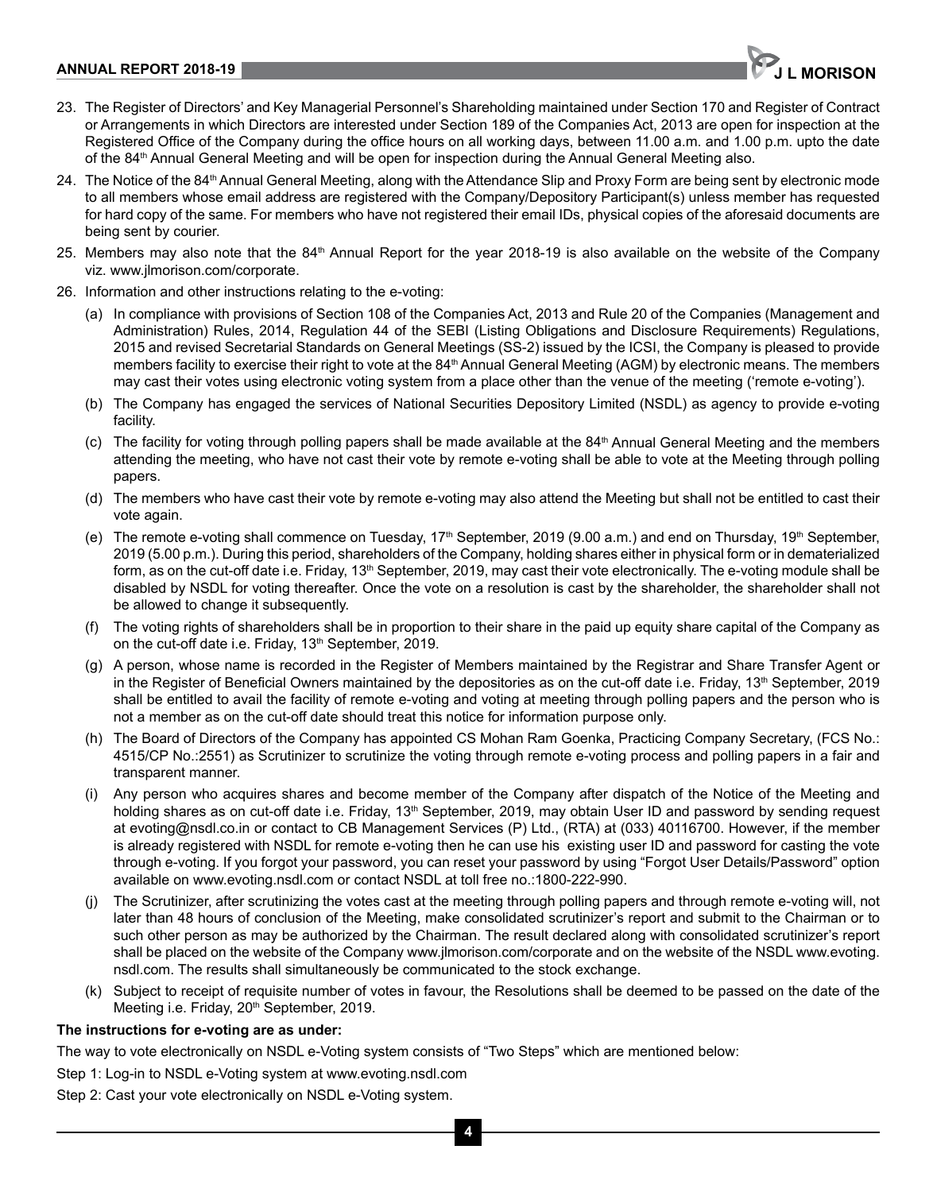23. The Register of Directors' and Key Managerial Personnel's Shareholding maintained under Section 170 and Register of Contract or Arrangements in which Directors are interested under Section 189 of the Companies Act, 2013 are open for inspection at the Registered Office of the Company during the office hours on all working days, between 11.00 a.m. and 1.00 p.m. upto the date of the 84th Annual General Meeting and will be open for inspection during the Annual General Meeting also.
24. The Notice of the 84th Annual General Meeting, along with the Attendance Slip and Proxy Form are being sent by electronic mode to all members whose email address are registered with the Company/Depository Participant(s) unless member has requested for hard copy of the same. For members who have not registered their email IDs, physical copies of the aforesaid documents are being sent by courier.
25. Members may also note that the 84th Annual Report for the year 2018-19 is also available on the website of the Company viz. www.jlmorison.com/corporate.
26. Information and other instructions relating to the e-voting:
    (a) In compliance with provisions of Section 108 of the Companies Act, 2013 and Rule 20 of the Companies (Management and Administration) Rules, 2014, Regulation 44 of the SEBI (Listing Obligations and Disclosure Requirements) Regulations, 2015 and revised Secretarial Standards on General Meetings (SS-2) issued by the ICSI, the Company is pleased to provide members facility to exercise their right to vote at the 84th Annual General Meeting (AGM) by electronic means. The members may cast their votes using electronic voting system from a place other than the venue of the meeting ('remote e-voting').
    (b) The Company has engaged the services of National Securities Depository Limited (NSDL) as agency to provide e-voting facility.
    (c) The facility for voting through polling papers shall be made available at the 84th Annual General Meeting and the members attending the meeting, who have not cast their vote by remote e-voting shall be able to vote at the Meeting through polling papers.
    (d) The members who have cast their vote by remote e-voting may also attend the Meeting but shall not be entitled to cast their vote again.
    (e) The remote e-voting shall commence on Tuesday, 17th September, 2019 (9.00 a.m.) and end on Thursday, 19th September, 2019 (5.00 p.m.). During this period, shareholders of the Company, holding shares either in physical form or in dematerialized form, as on the cut-off date i.e. Friday, 13th September, 2019, may cast their vote electronically. The e-voting module shall be disabled by NSDL for voting thereafter. Once the vote on a resolution is cast by the shareholder, the shareholder shall not be allowed to change it subsequently.
    (f) The voting rights of shareholders shall be in proportion to their share in the paid up equity share capital of the Company as on the cut-off date i.e. Friday, 13th September, 2019.
    (g) A person, whose name is recorded in the Register of Members maintained by the Registrar and Share Transfer Agent or in the Register of Beneficial Owners maintained by the depositories as on the cut-off date i.e. Friday, 13th September, 2019 shall be entitled to avail the facility of remote e-voting and voting at meeting through polling papers and the person who is not a member as on the cut-off date should treat this notice for information purpose only.
    (h) The Board of Directors of the Company has appointed CS Mohan Ram Goenka, Practicing Company Secretary, (FCS No.: 4515/CP No.:2551) as Scrutinizer to scrutinize the voting through remote e-voting process and polling papers in a fair and transparent manner.
    (i) Any person who acquires shares and become member of the Company after dispatch of the Notice of the Meeting and holding shares as on cut-off date i.e. Friday, 13th September, 2019, may obtain User ID and password by sending request at evoting@nsdl.co.in or contact to CB Management Services (P) Ltd., (RTA) at (033) 40116700. However, if the member is already registered with NSDL for remote e-voting then he can use his existing user ID and password for casting the vote through e-voting. If you forgot your password, you can reset your password by using "Forgot User Details/Password" option available on www.evoting.nsdl.com or contact NSDL at toll free no.:1800-222-990.
    (j) The Scrutinizer, after scrutinizing the votes cast at the meeting through polling papers and through remote e-voting will, not later than 48 hours of conclusion of the Meeting, make consolidated scrutinizer's report and submit to the Chairman or to such other person as may be authorized by the Chairman. The result declared along with consolidated scrutinizer's report shall be placed on the website of the Company www.jlmorison.com/corporate and on the website of the NSDL www.evoting.nsdl.com. The results shall simultaneously be communicated to the stock exchange.
    (k) Subject to receipt of requisite number of votes in favour, the Resolutions shall be deemed to be passed on the date of the Meeting i.e. Friday, 20th September, 2019.

**The instructions for e-voting are as under:**

The way to vote electronically on NSDL e-Voting system consists of "Two Steps" which are mentioned below:

Step 1: Log-in to NSDL e-Voting system at www.evoting.nsdl.com

Step 2: Cast your vote electronically on NSDL e-Voting system.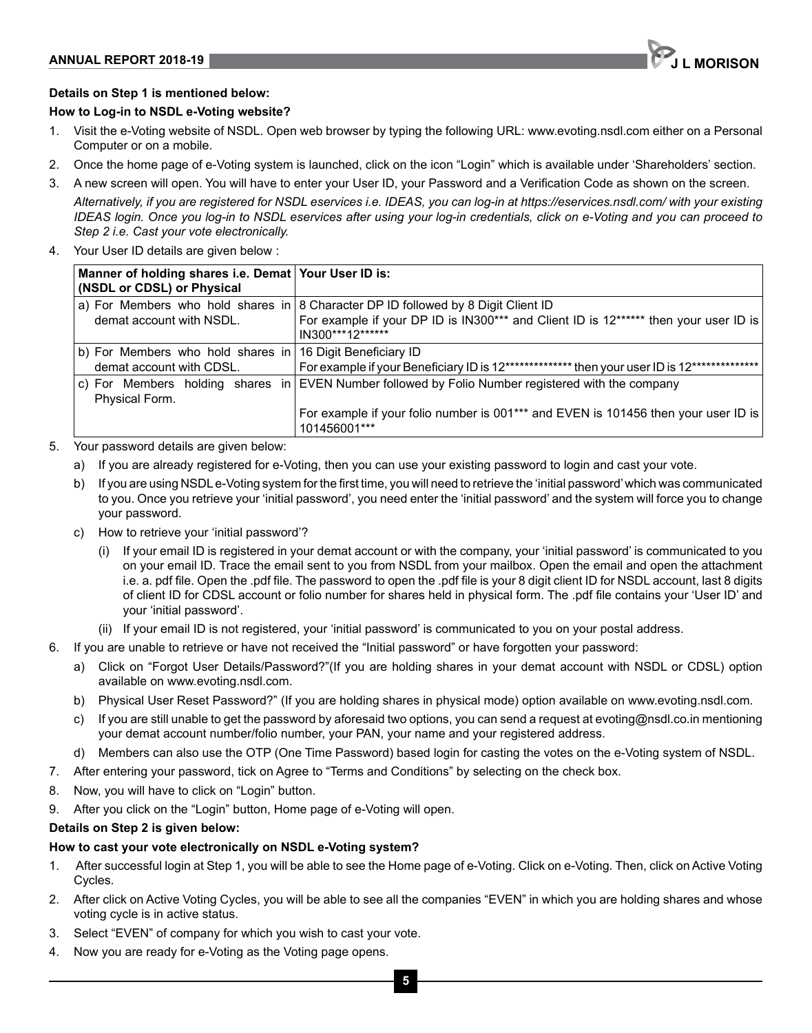**Details on Step 1 is mentioned below:**

**How to Log-in to NSDL e-Voting website?**

1. Visit the e-Voting website of NSDL. Open web browser by typing the following URL: www.evoting.nsdl.com either on a Personal Computer or on a mobile.
2. Once the home page of e-Voting system is launched, click on the icon "Login" which is available under 'Shareholders' section.
3. A new screen will open. You will have to enter your User ID, your Password and a Verification Code as shown on the screen.

   *Alternatively, if you are registered for NSDL eservices i.e. IDEAS, you can log-in at https://eservices.nsdl.com/ with your existing IDEAS login. Once you log-in to NSDL eservices after using your log-in credentials, click on e-Voting and you can proceed to Step 2 i.e. Cast your vote electronically.*

4. Your User ID details are given below :

| Manner of holding shares i.e. Demat (NSDL or CDSL) or Physical | Your User ID is: |
|---|---|
| a) For Members who hold shares in demat account with NSDL. | 8 Character DP ID followed by 8 Digit Client ID<br>For example if your DP ID is IN300*** and Client ID is 12****** then your user ID is IN300***12****** |
| b) For Members who hold shares in demat account with CDSL. | 16 Digit Beneficiary ID<br>For example if your Beneficiary ID is 12************** then your user ID is 12************** |
| c) For Members holding shares in Physical Form. | EVEN Number followed by Folio Number registered with the company<br>For example if your folio number is 001*** and EVEN is 101456 then your user ID is 101456001*** |

5. Your password details are given below:
   a) If you are already registered for e-Voting, then you can use your existing password to login and cast your vote.
   b) If you are using NSDL e-Voting system for the first time, you will need to retrieve the 'initial password' which was communicated to you. Once you retrieve your 'initial password', you need enter the 'initial password' and the system will force you to change your password.
   c) How to retrieve your 'initial password'?
      (i) If your email ID is registered in your demat account or with the company, your 'initial password' is communicated to you on your email ID. Trace the email sent to you from NSDL from your mailbox. Open the email and open the attachment i.e. a. pdf file. Open the .pdf file. The password to open the .pdf file is your 8 digit client ID for NSDL account, last 8 digits of client ID for CDSL account or folio number for shares held in physical form. The .pdf file contains your 'User ID' and your 'initial password'.
      (ii) If your email ID is not registered, your 'initial password' is communicated to you on your postal address.
6. If you are unable to retrieve or have not received the "Initial password" or have forgotten your password:
   a) Click on "Forgot User Details/Password?"(If you are holding shares in your demat account with NSDL or CDSL) option available on www.evoting.nsdl.com.
   b) Physical User Reset Password?" (If you are holding shares in physical mode) option available on www.evoting.nsdl.com.
   c) If you are still unable to get the password by aforesaid two options, you can send a request at evoting@nsdl.co.in mentioning your demat account number/folio number, your PAN, your name and your registered address.
   d) Members can also use the OTP (One Time Password) based login for casting the votes on the e-Voting system of NSDL.
7. After entering your password, tick on Agree to "Terms and Conditions" by selecting on the check box.
8. Now, you will have to click on "Login" button.
9. After you click on the "Login" button, Home page of e-Voting will open.

**Details on Step 2 is given below:**

**How to cast your vote electronically on NSDL e-Voting system?**

1. After successful login at Step 1, you will be able to see the Home page of e-Voting. Click on e-Voting. Then, click on Active Voting Cycles.
2. After click on Active Voting Cycles, you will be able to see all the companies "EVEN" in which you are holding shares and whose voting cycle is in active status.
3. Select "EVEN" of company for which you wish to cast your vote.
4. Now you are ready for e-Voting as the Voting page opens.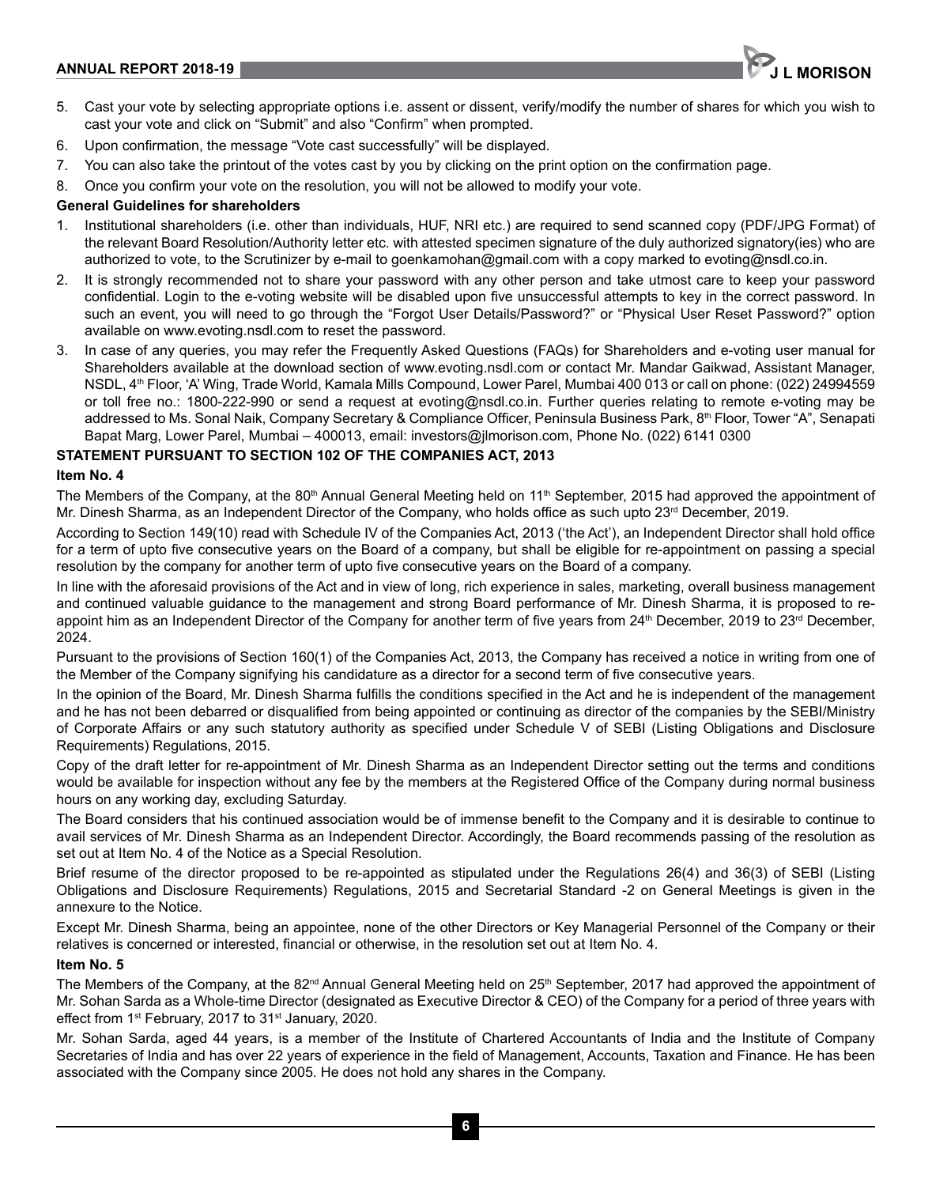5. Cast your vote by selecting appropriate options i.e. assent or dissent, verify/modify the number of shares for which you wish to cast your vote and click on "Submit" and also "Confirm" when prompted.
6. Upon confirmation, the message "Vote cast successfully" will be displayed.
7. You can also take the printout of the votes cast by you by clicking on the print option on the confirmation page.
8. Once you confirm your vote on the resolution, you will not be allowed to modify your vote.

**General Guidelines for shareholders**

1. Institutional shareholders (i.e. other than individuals, HUF, NRI etc.) are required to send scanned copy (PDF/JPG Format) of the relevant Board Resolution/Authority letter etc. with attested specimen signature of the duly authorized signatory(ies) who are authorized to vote, to the Scrutinizer by e-mail to goenkamohan@gmail.com with a copy marked to evoting@nsdl.co.in.
2. It is strongly recommended not to share your password with any other person and take utmost care to keep your password confidential. Login to the e-voting website will be disabled upon five unsuccessful attempts to key in the correct password. In such an event, you will need to go through the "Forgot User Details/Password?" or "Physical User Reset Password?" option available on www.evoting.nsdl.com to reset the password.
3. In case of any queries, you may refer the Frequently Asked Questions (FAQs) for Shareholders and e-voting user manual for Shareholders available at the download section of www.evoting.nsdl.com or contact Mr. Mandar Gaikwad, Assistant Manager, NSDL, 4th Floor, 'A' Wing, Trade World, Kamala Mills Compound, Lower Parel, Mumbai 400 013 or call on phone: (022) 24994559 or toll free no.: 1800-222-990 or send a request at evoting@nsdl.co.in. Further queries relating to remote e-voting may be addressed to Ms. Sonal Naik, Company Secretary & Compliance Officer, Peninsula Business Park, 8th Floor, Tower "A", Senapati Bapat Marg, Lower Parel, Mumbai – 400013, email: investors@jlmorison.com, Phone No. (022) 6141 0300

## STATEMENT PURSUANT TO SECTION 102 OF THE COMPANIES ACT, 2013

**Item No. 4**

The Members of the Company, at the 80th Annual General Meeting held on 11th September, 2015 had approved the appointment of Mr. Dinesh Sharma, as an Independent Director of the Company, who holds office as such upto 23rd December, 2019.

According to Section 149(10) read with Schedule IV of the Companies Act, 2013 ('the Act'), an Independent Director shall hold office for a term of upto five consecutive years on the Board of a company, but shall be eligible for re-appointment on passing a special resolution by the company for another term of upto five consecutive years on the Board of a company.

In line with the aforesaid provisions of the Act and in view of long, rich experience in sales, marketing, overall business management and continued valuable guidance to the management and strong Board performance of Mr. Dinesh Sharma, it is proposed to re-appoint him as an Independent Director of the Company for another term of five years from 24th December, 2019 to 23rd December, 2024.

Pursuant to the provisions of Section 160(1) of the Companies Act, 2013, the Company has received a notice in writing from one of the Member of the Company signifying his candidature as a director for a second term of five consecutive years.

In the opinion of the Board, Mr. Dinesh Sharma fulfills the conditions specified in the Act and he is independent of the management and he has not been debarred or disqualified from being appointed or continuing as director of the companies by the SEBI/Ministry of Corporate Affairs or any such statutory authority as specified under Schedule V of SEBI (Listing Obligations and Disclosure Requirements) Regulations, 2015.

Copy of the draft letter for re-appointment of Mr. Dinesh Sharma as an Independent Director setting out the terms and conditions would be available for inspection without any fee by the members at the Registered Office of the Company during normal business hours on any working day, excluding Saturday.

The Board considers that his continued association would be of immense benefit to the Company and it is desirable to continue to avail services of Mr. Dinesh Sharma as an Independent Director. Accordingly, the Board recommends passing of the resolution as set out at Item No. 4 of the Notice as a Special Resolution.

Brief resume of the director proposed to be re-appointed as stipulated under the Regulations 26(4) and 36(3) of SEBI (Listing Obligations and Disclosure Requirements) Regulations, 2015 and Secretarial Standard -2 on General Meetings is given in the annexure to the Notice.

Except Mr. Dinesh Sharma, being an appointee, none of the other Directors or Key Managerial Personnel of the Company or their relatives is concerned or interested, financial or otherwise, in the resolution set out at Item No. 4.

**Item No. 5**

The Members of the Company, at the 82nd Annual General Meeting held on 25th September, 2017 had approved the appointment of Mr. Sohan Sarda as a Whole-time Director (designated as Executive Director & CEO) of the Company for a period of three years with effect from 1st February, 2017 to 31st January, 2020.

Mr. Sohan Sarda, aged 44 years, is a member of the Institute of Chartered Accountants of India and the Institute of Company Secretaries of India and has over 22 years of experience in the field of Management, Accounts, Taxation and Finance. He has been associated with the Company since 2005. He does not hold any shares in the Company.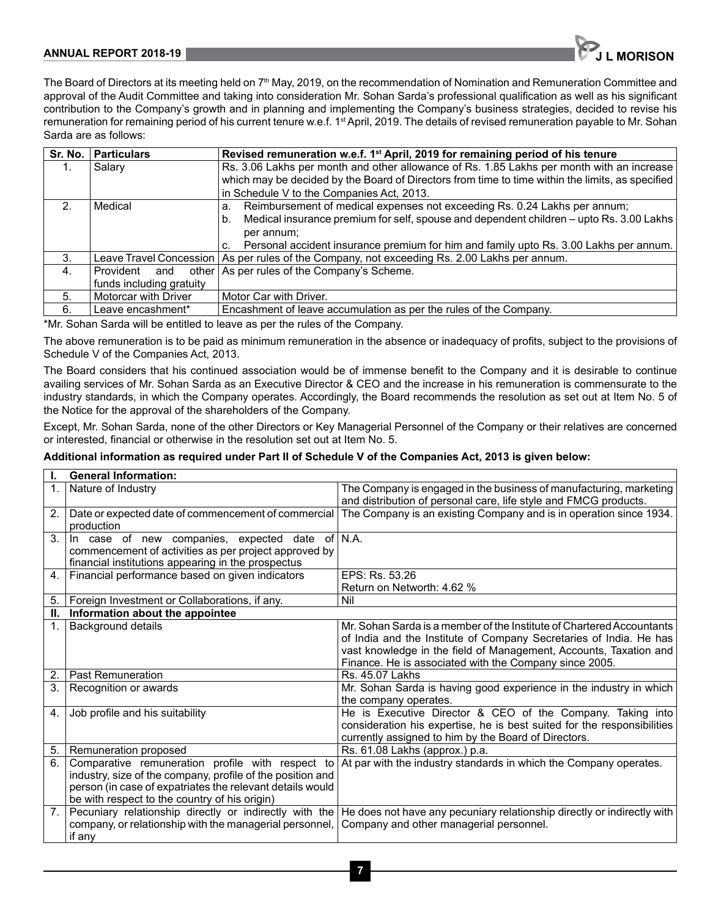The Board of Directors at its meeting held on 7th May, 2019, on the recommendation of Nomination and Remuneration Committee and approval of the Audit Committee and taking into consideration Mr. Sohan Sarda's professional qualification as well as his significant contribution to the Company's growth and in planning and implementing the Company's business strategies, decided to revise his remuneration for remaining period of his current tenure w.e.f. 1st April, 2019. The details of revised remuneration payable to Mr. Sohan Sarda are as follows:

| Sr. No. | Particulars | Revised remuneration w.e.f. 1st April, 2019 for remaining period of his tenure |
|---|---|---|
| 1. | Salary | Rs. 3.06 Lakhs per month and other allowance of Rs. 1.85 Lakhs per month with an increase which may be decided by the Board of Directors from time to time within the limits, as specified in Schedule V to the Companies Act, 2013. |
| 2. | Medical | a. Reimbursement of medical expenses not exceeding Rs. 0.24 Lakhs per annum;<br>b. Medical insurance premium for self, spouse and dependent children – upto Rs. 3.00 Lakhs per annum;<br>c. Personal accident insurance premium for him and family upto Rs. 3.00 Lakhs per annum. |
| 3. | Leave Travel Concession | As per rules of the Company, not exceeding Rs. 2.00 Lakhs per annum. |
| 4. | Provident and other funds including gratuity | As per rules of the Company's Scheme. |
| 5. | Motorcar with Driver | Motor Car with Driver. |
| 6. | Leave encashment* | Encashment of leave accumulation as per the rules of the Company. |

*Mr. Sohan Sarda will be entitled to leave as per the rules of the Company.

The above remuneration is to be paid as minimum remuneration in the absence or inadequacy of profits, subject to the provisions of Schedule V of the Companies Act, 2013.

The Board considers that his continued association would be of immense benefit to the Company and it is desirable to continue availing services of Mr. Sohan Sarda as an Executive Director & CEO and the increase in his remuneration is commensurate to the industry standards, in which the Company operates. Accordingly, the Board recommends the resolution as set out at Item No. 5 of the Notice for the approval of the shareholders of the Company.

Except, Mr. Sohan Sarda, none of the other Directors or Key Managerial Personnel of the Company or their relatives are concerned or interested, financial or otherwise in the resolution set out at Item No. 5.

**Additional information as required under Part II of Schedule V of the Companies Act, 2013 is given below:**

| | | |
|---|---|---|
| **I.** | **General Information:** | |
| 1. | Nature of Industry | The Company is engaged in the business of manufacturing, marketing and distribution of personal care, life style and FMCG products. |
| 2. | Date or expected date of commencement of commercial production | The Company is an existing Company and is in operation since 1934. |
| 3. | In case of new companies, expected date of commencement of activities as per project approved by financial institutions appearing in the prospectus | N.A. |
| 4. | Financial performance based on given indicators | EPS: Rs. 53.26<br>Return on Networth: 4.62 % |
| 5. | Foreign Investment or Collaborations, if any. | Nil |
| **II.** | **Information about the appointee** | |
| 1. | Background details | Mr. Sohan Sarda is a member of the Institute of Chartered Accountants of India and the Institute of Company Secretaries of India. He has vast knowledge in the field of Management, Accounts, Taxation and Finance. He is associated with the Company since 2005. |
| 2. | Past Remuneration | Rs. 45.07 Lakhs |
| 3. | Recognition or awards | Mr. Sohan Sarda is having good experience in the industry in which the company operates. |
| 4. | Job profile and his suitability | He is Executive Director & CEO of the Company. Taking into consideration his expertise, he is best suited for the responsibilities currently assigned to him by the Board of Directors. |
| 5. | Remuneration proposed | Rs. 61.08 Lakhs (approx.) p.a. |
| 6. | Comparative remuneration profile with respect to industry, size of the company, profile of the position and person (in case of expatriates the relevant details would be with respect to the country of his origin) | At par with the industry standards in which the Company operates. |
| 7. | Pecuniary relationship directly or indirectly with the company, or relationship with the managerial personnel, if any | He does not have any pecuniary relationship directly or indirectly with Company and other managerial personnel. |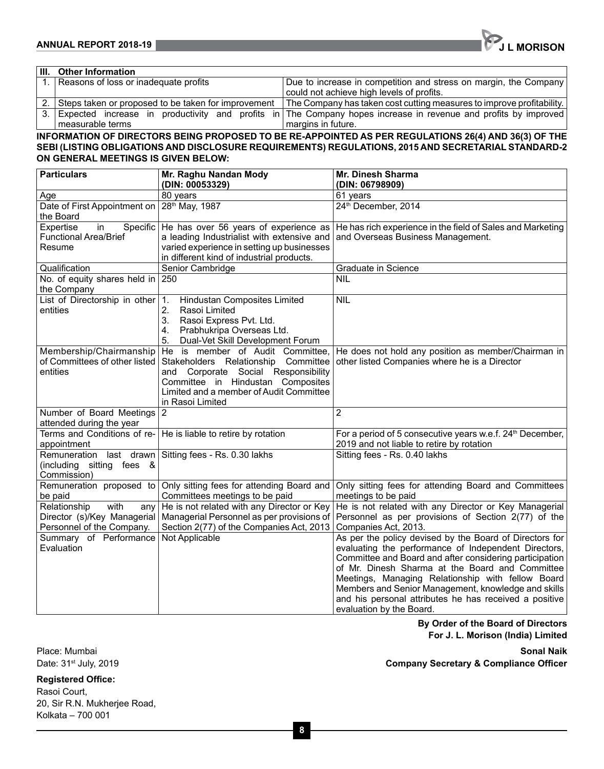| III. | Other Information | |
|---|---|---|
| 1. | Reasons of loss or inadequate profits | Due to increase in competition and stress on margin, the Company could not achieve high levels of profits. |
| 2. | Steps taken or proposed to be taken for improvement | The Company has taken cost cutting measures to improve profitability. |
| 3. | Expected increase in productivity and profits in measurable terms | The Company hopes increase in revenue and profits by improved margins in future. |

**INFORMATION OF DIRECTORS BEING PROPOSED TO BE RE-APPOINTED AS PER REGULATIONS 26(4) AND 36(3) OF THE SEBI (LISTING OBLIGATIONS AND DISCLOSURE REQUIREMENTS) REGULATIONS, 2015 AND SECRETARIAL STANDARD-2 ON GENERAL MEETINGS IS GIVEN BELOW:**

| Particulars | Mr. Raghu Nandan Mody (DIN: 00053329) | Mr. Dinesh Sharma (DIN: 06798909) |
|---|---|---|
| Age | 80 years | 61 years |
| Date of First Appointment on the Board | 28th May, 1987 | 24th December, 2014 |
| Expertise in Specific Functional Area/Brief Resume | He has over 56 years of experience as a leading Industrialist with extensive and varied experience in setting up businesses in different kind of industrial products. | He has rich experience in the field of Sales and Marketing and Overseas Business Management. |
| Qualification | Senior Cambridge | Graduate in Science |
| No. of equity shares held in the Company | 250 | NIL |
| List of Directorship in other entities | 1. Hindustan Composites Limited<br>2. Rasoi Limited<br>3. Rasoi Express Pvt. Ltd.<br>4. Prabhukripa Overseas Ltd.<br>5. Dual-Vet Skill Development Forum | NIL |
| Membership/Chairmanship of Committees of other listed entities | He is member of Audit Committee, Stakeholders Relationship Committee and Corporate Social Responsibility Committee in Hindustan Composites Limited and a member of Audit Committee in Rasoi Limited | He does not hold any position as member/Chairman in other listed Companies where he is a Director |
| Number of Board Meetings attended during the year | 2 | 2 |
| Terms and Conditions of re-appointment | He is liable to retire by rotation | For a period of 5 consecutive years w.e.f. 24th December, 2019 and not liable to retire by rotation |
| Remuneration last drawn (including sitting fees & Commission) | Sitting fees - Rs. 0.30 lakhs | Sitting fees - Rs. 0.40 lakhs |
| Remuneration proposed to be paid | Only sitting fees for attending Board and Committees meetings to be paid | Only sitting fees for attending Board and Committees meetings to be paid |
| Relationship with any Director (s)/Key Managerial Personnel of the Company. | He is not related with any Director or Key Managerial Personnel as per provisions of Section 2(77) of the Companies Act, 2013 | He is not related with any Director or Key Managerial Personnel as per provisions of Section 2(77) of the Companies Act, 2013. |
| Summary of Performance Evaluation | Not Applicable | As per the policy devised by the Board of Directors for evaluating the performance of Independent Directors, Committee and Board and after considering participation of Mr. Dinesh Sharma at the Board and Committee Meetings, Managing Relationship with fellow Board Members and Senior Management, knowledge and skills and his personal attributes he has received a positive evaluation by the Board. |

**By Order of the Board of Directors**
**For J. L. Morison (India) Limited**

Place: Mumbai
Date: 31st July, 2019

**Sonal Naik**
**Company Secretary & Compliance Officer**

**Registered Office:**
Rasoi Court,
20, Sir R.N. Mukherjee Road,
Kolkata – 700 001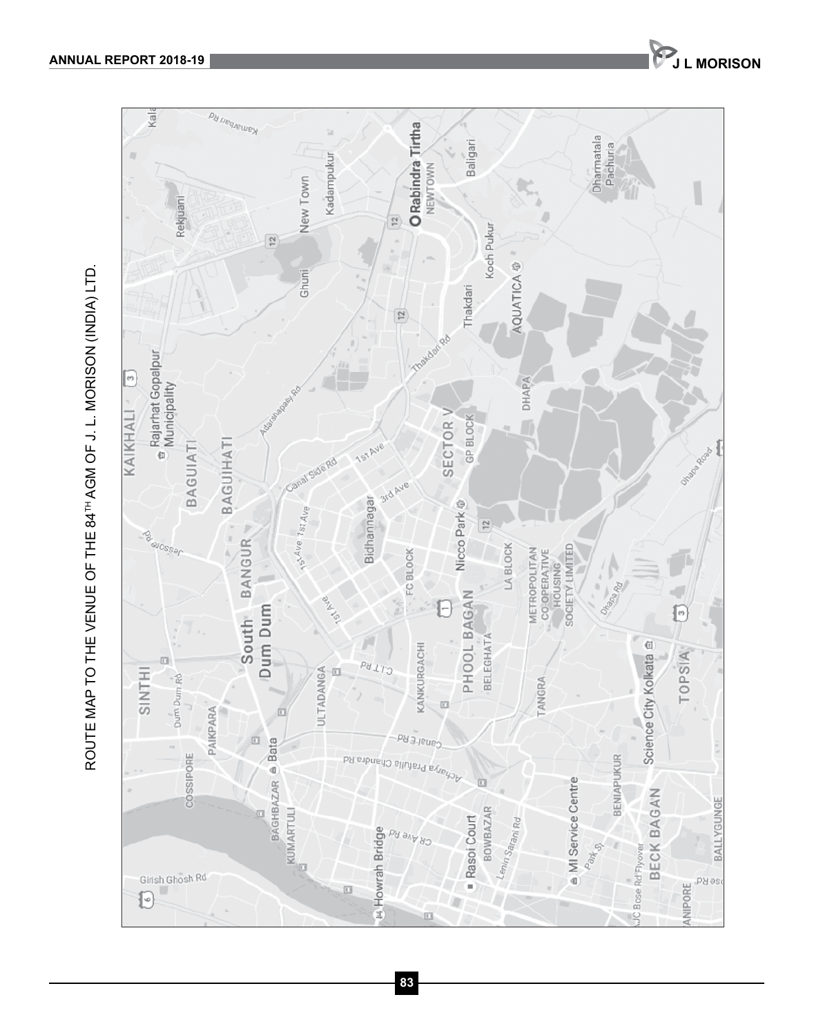ROUTE MAP TO THE VENUE OF THE 84TH AGM OF J. L. MORISON (INDIA) LTD.

Rabindra Tirtha
NEWTOWN
Baligari
Dharmatala Pachuria
Kamarhati Rd
Kadampukur
New Town
Rekjuani
Ghuni
Koch Pukur
Thakdari
AQUATICA
Thakdari Rd
Rajarhat Gopalpur Municipality
KAIKHALI
Adarshapally Rd
DHAPA
SECTOR V
GP BLOCK
1st Ave
3rd Ave
Canal Side Rd
BAGUIATI
BAGUIHATI
Dhapa Road
Nicco Park
Bidhannagar
1st Ave 1st Ave
Jessore Rd
BANGUR
FC BLOCK
LA BLOCK
METROPOLITAN CO-OPERATIVE HOUSING SOCIETY LIMITED
Dhapa Rd
1st Ave
South Dum Dum
PHOOL BAGAN
BELEGHATA
SINTHI
Dum Dum Rd
C.I.T Rd
ULTADANGA
KANKURGACHI
TANGRA
Science City Kolkata
TOPSIA
PAIKPARA
Bata
Canal E Rd
COSSIPORE
Acharya Prafulla Chandra Rd
BAGHBAZAR
KUMARTULI
BENIAPUKUR
MI Service Centre
BECK BAGAN
BALLYGUNGE
Howrah Bridge
Rasoi Court
BOWBAZAR
CR Ave Rd
Lenin Sarani Rd
Park St
AJC Bose Rd Flyover
Bose Rd
ANIPORE
Girish Ghosh Rd